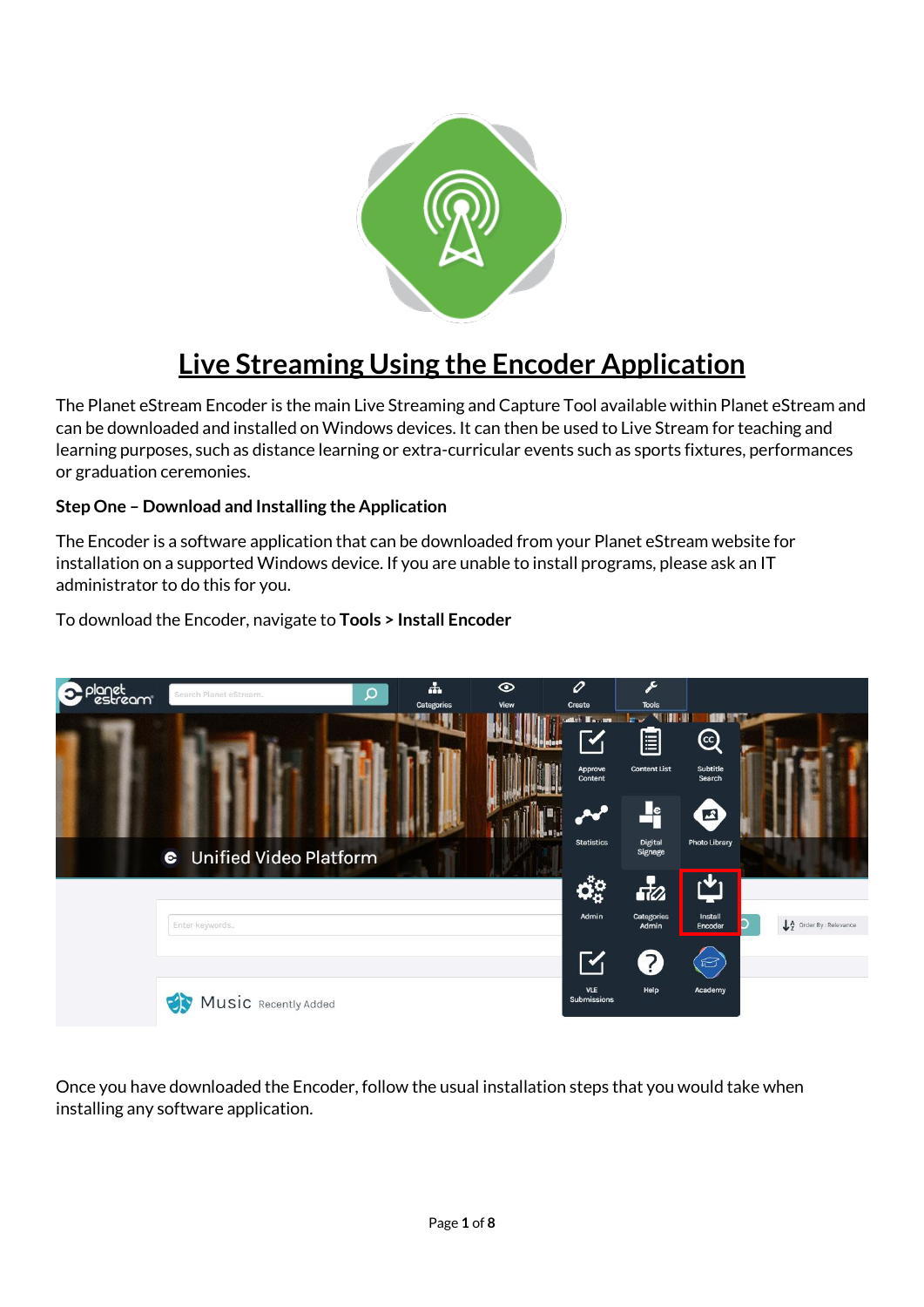# Live Streaming Using the Encoder Application

The Planet eStream Encoder is the main Live Streaming and Capture Tool available within Planet eStream and can be downloaded and installed on Windows devices. It can then be used to Live Stream for teaching and learning purposes, such as distance learning or extra-curricular events such as sports fixtures, performances or graduation ceremonies.

**Step One – Download and Installing the Application**

The Encoder is a software application that can be downloaded from your Planet eStream website for installation on a supported Windows device. If you are unable to install programs, please ask an IT administrator to do this for you.

To download the Encoder, navigate to **Tools > Install Encoder**

Once you have downloaded the Encoder, follow the usual installation steps that you would take when installing any software application.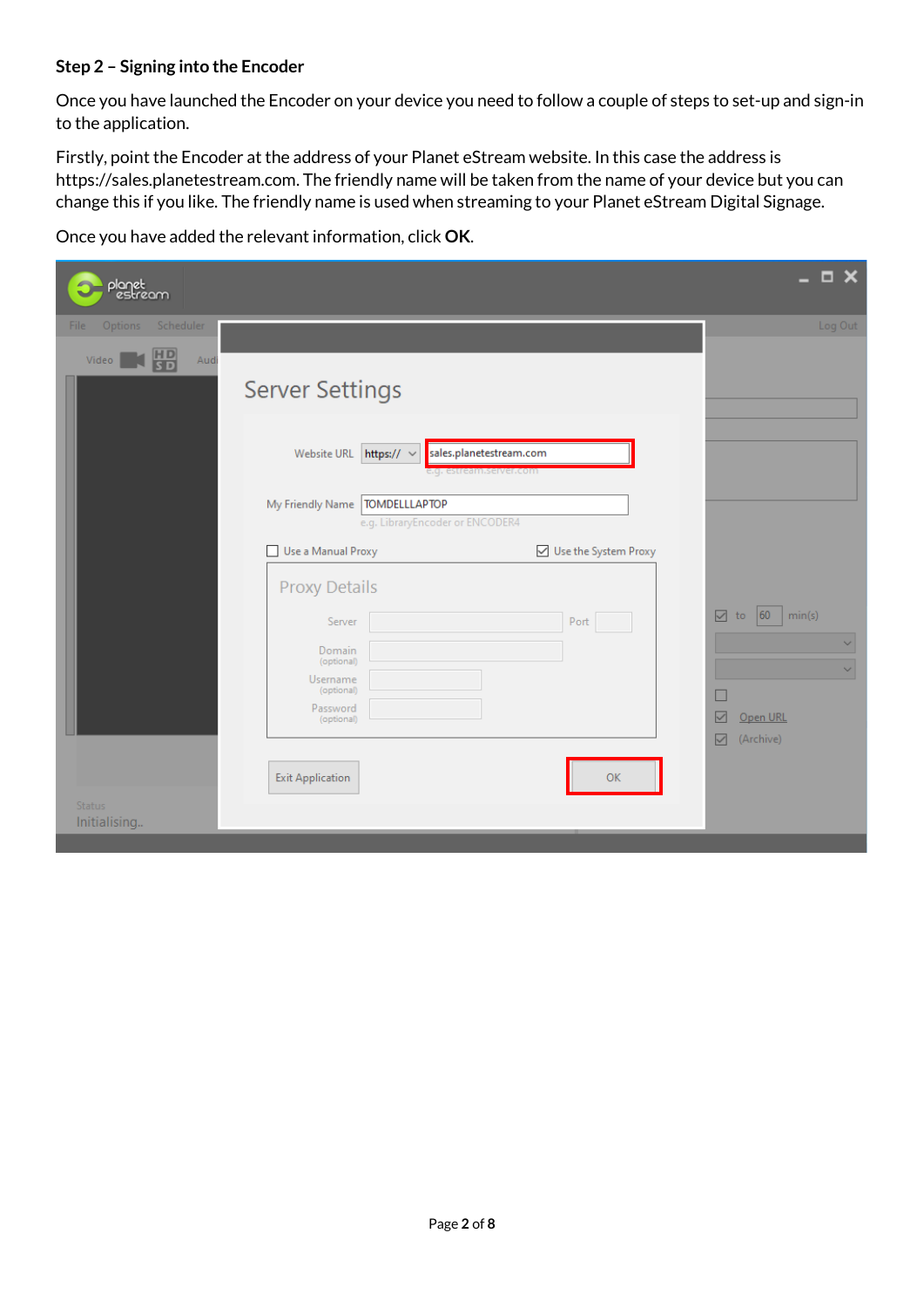**Step 2 – Signing into the Encoder**

Once you have launched the Encoder on your device you need to follow a couple of steps to set-up and sign-in to the application.

Firstly, point the Encoder at the address of your Planet eStream website. In this case the address is https://sales.planetestream.com. The friendly name will be taken from the name of your device but you can change this if you like. The friendly name is used when streaming to your Planet eStream Digital Signage.

Once you have added the relevant information, click **OK**.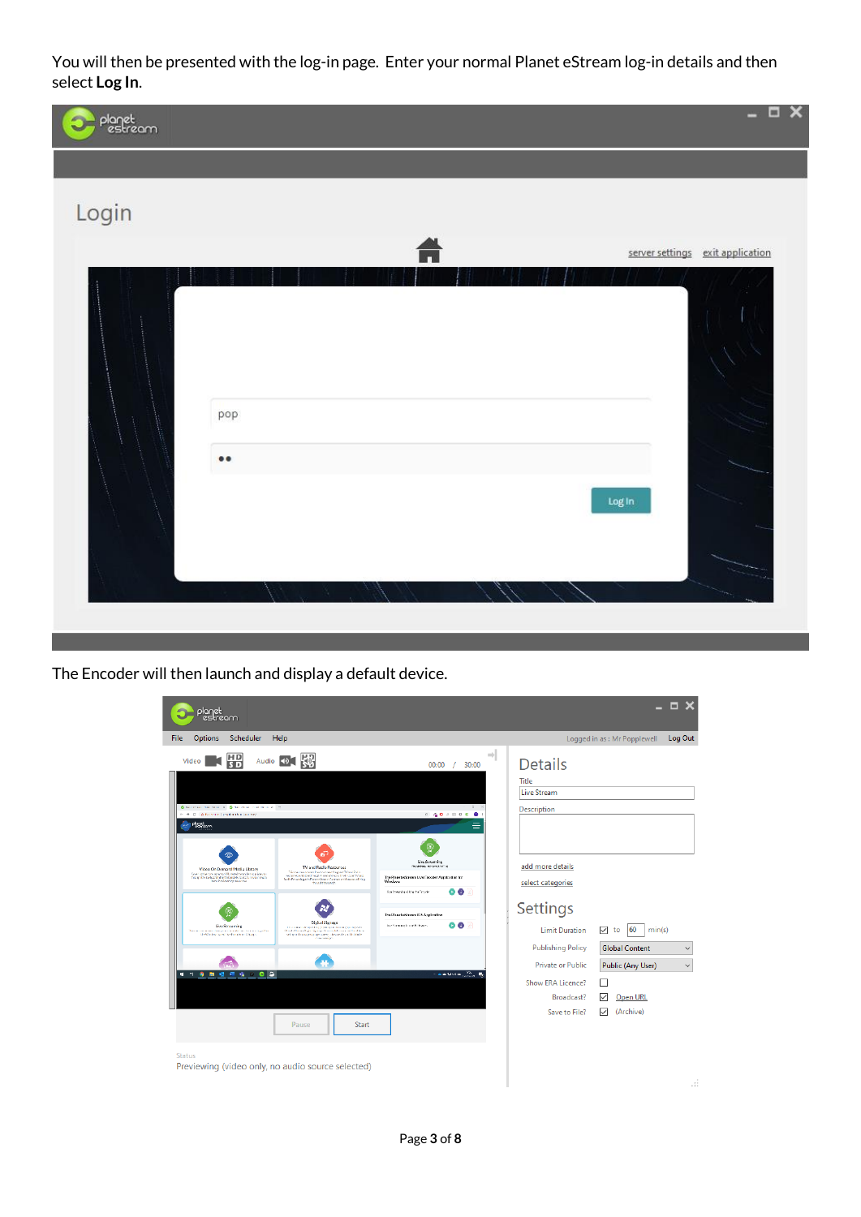You will then be presented with the log-in page. Enter your normal Planet eStream log-in details and then select **Log In**.

The Encoder will then launch and display a default device.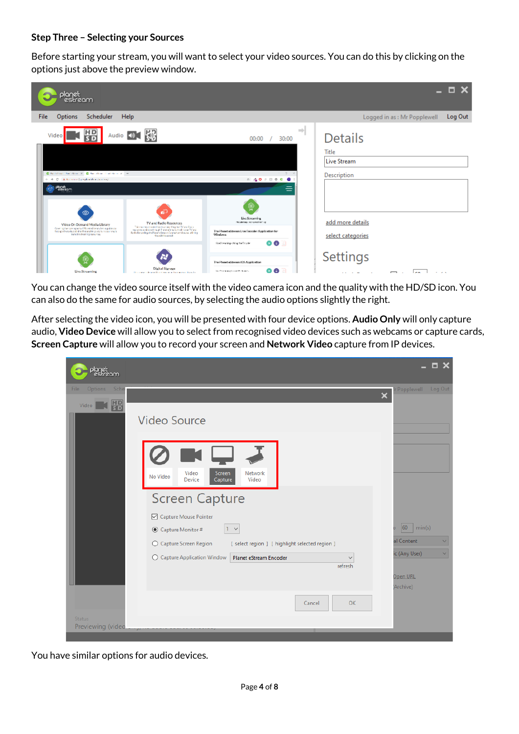### Step Three – Selecting your Sources

Before starting your stream, you will want to select your video sources. You can do this by clicking on the options just above the preview window.

You can change the video source itself with the video camera icon and the quality with the HD/SD icon. You can also do the same for audio sources, by selecting the audio options slightly the right.

After selecting the video icon, you will be presented with four device options. **Audio Only** will only capture audio, **Video Device** will allow you to select from recognised video devices such as webcams or capture cards, **Screen Capture** will allow you to record your screen and **Network Video** capture from IP devices.

You have similar options for audio devices.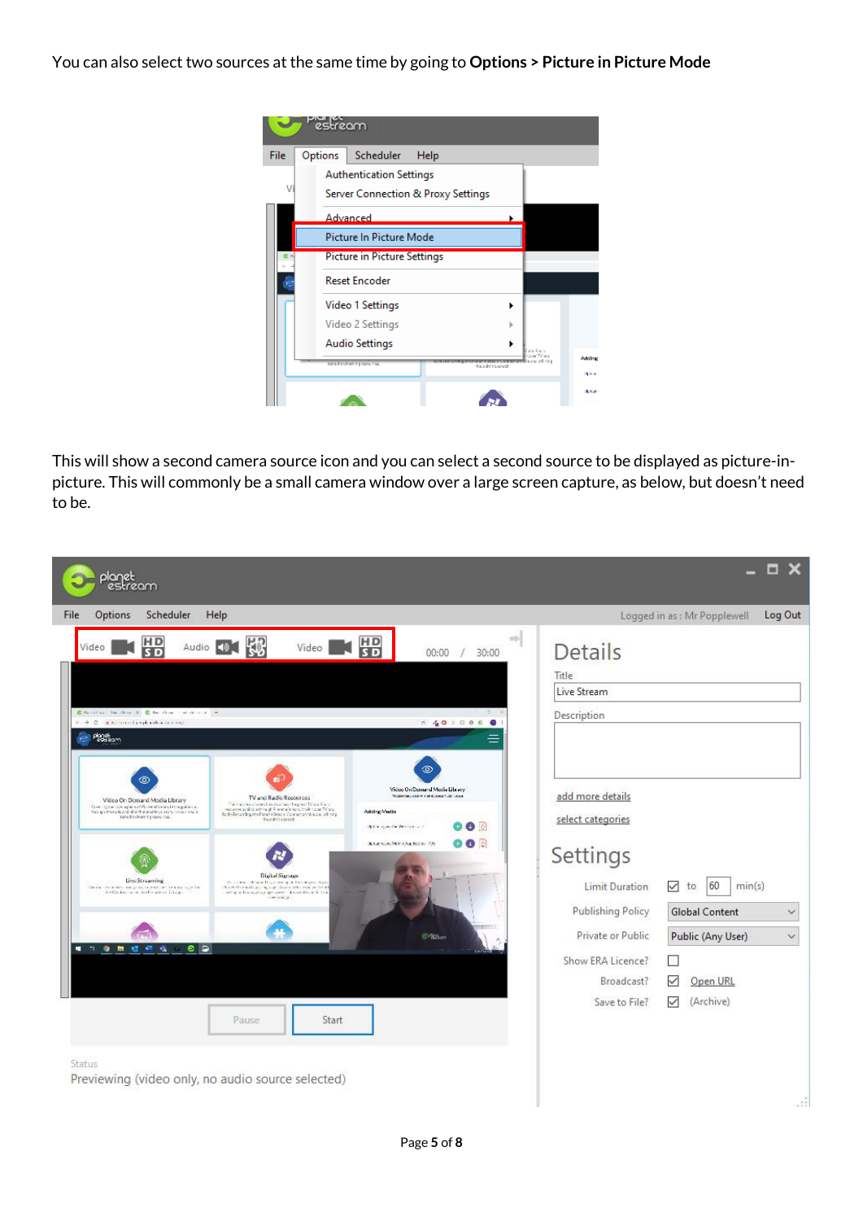You can also select two sources at the same time by going to **Options > Picture in Picture Mode**

This will show a second camera source icon and you can select a second source to be displayed as picture-in-picture. This will commonly be a small camera window over a large screen capture, as below, but doesn't need to be.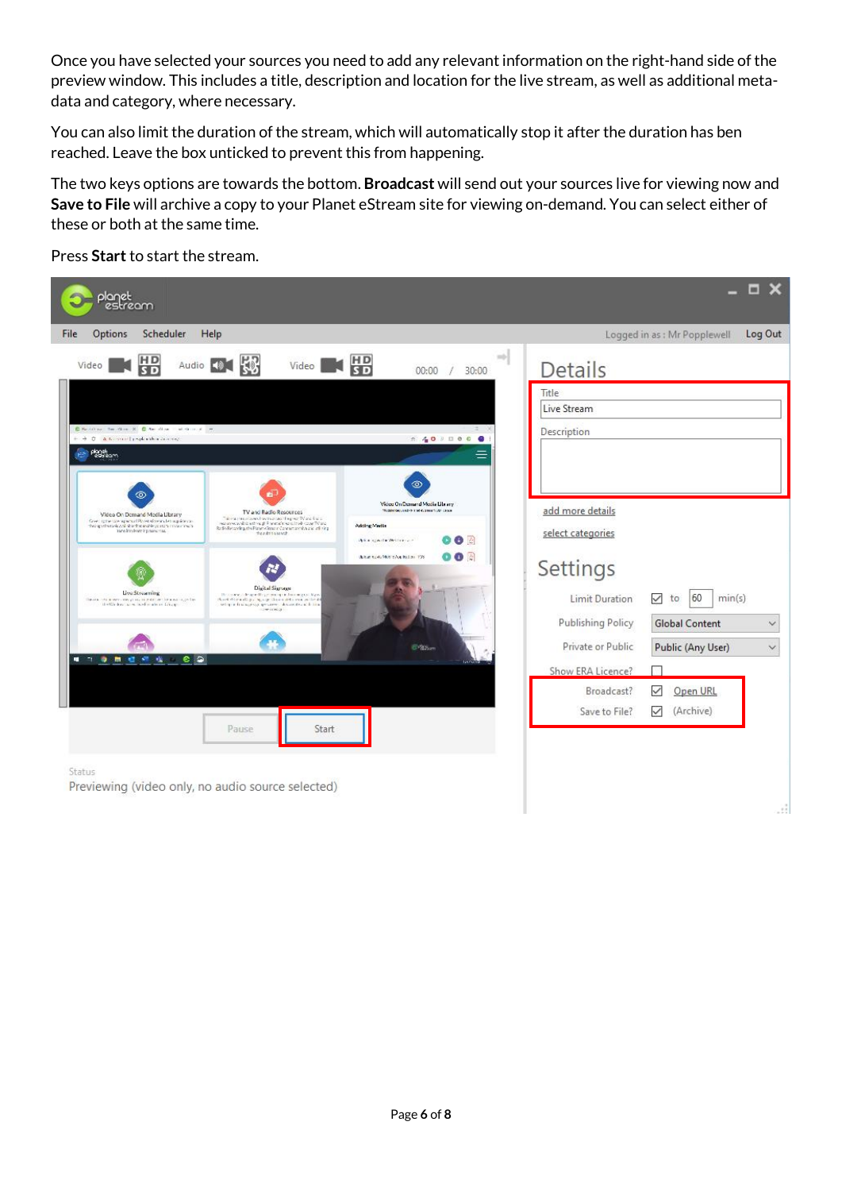Once you have selected your sources you need to add any relevant information on the right-hand side of the preview window. This includes a title, description and location for the live stream, as well as additional meta-data and category, where necessary.

You can also limit the duration of the stream, which will automatically stop it after the duration has ben reached. Leave the box unticked to prevent this from happening.

The two keys options are towards the bottom. **Broadcast** will send out your sources live for viewing now and **Save to File** will archive a copy to your Planet eStream site for viewing on-demand. You can select either of these or both at the same time.

Press **Start** to start the stream.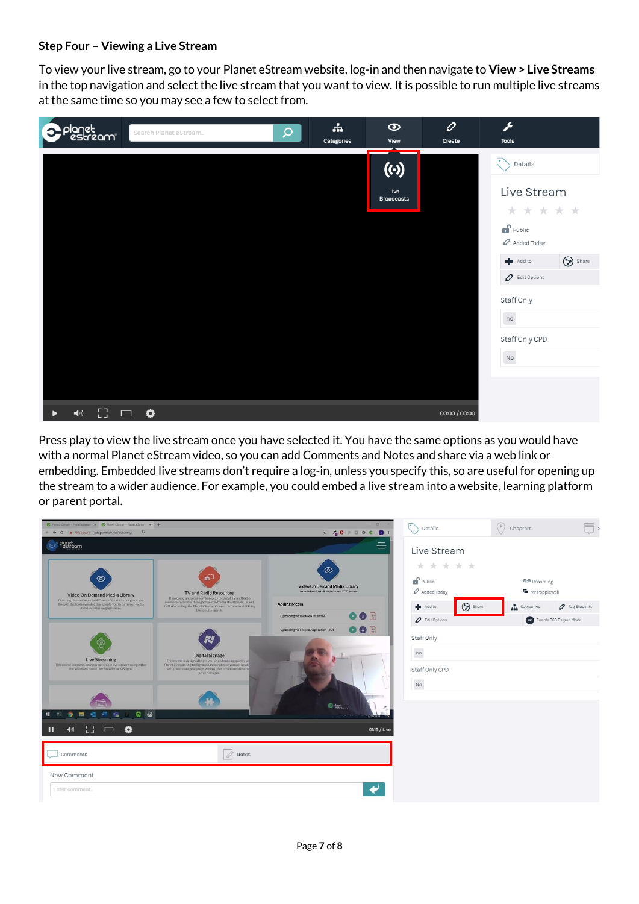### Step Four – Viewing a Live Stream

To view your live stream, go to your Planet eStream website, log-in and then navigate to **View > Live Streams** in the top navigation and select the live stream that you want to view. It is possible to run multiple live streams at the same time so you may see a few to select from.

Press play to view the live stream once you have selected it. You have the same options as you would have with a normal Planet eStream video, so you can add Comments and Notes and share via a web link or embedding. Embedded live streams don't require a log-in, unless you specify this, so are useful for opening up the stream to a wider audience. For example, you could embed a live stream into a website, learning platform or parent portal.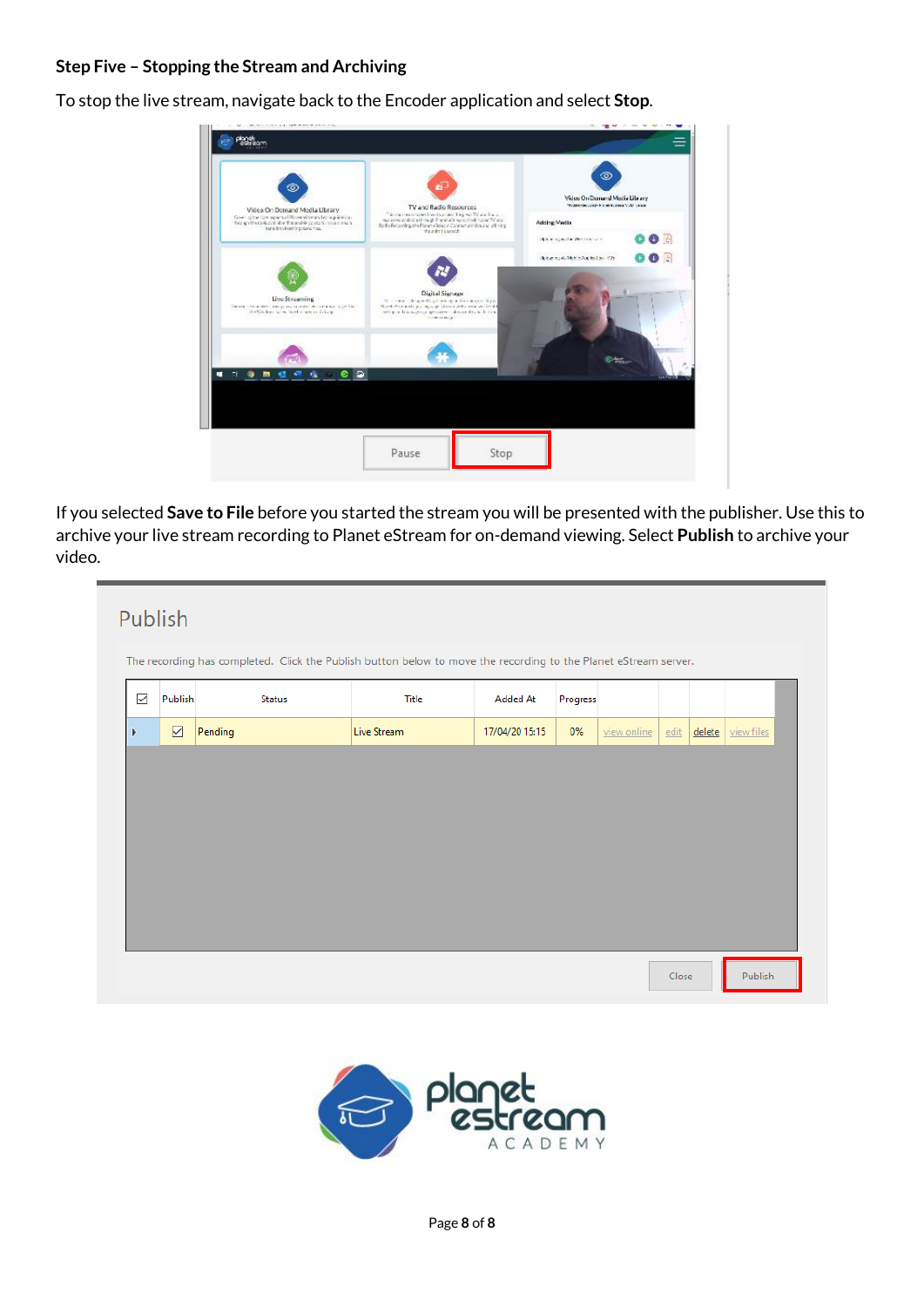**Step Five – Stopping the Stream and Archiving**

To stop the live stream, navigate back to the Encoder application and select **Stop**.

If you selected **Save to File** before you started the stream you will be presented with the publisher. Use this to archive your live stream recording to Planet eStream for on-demand viewing. Select **Publish** to archive your video.